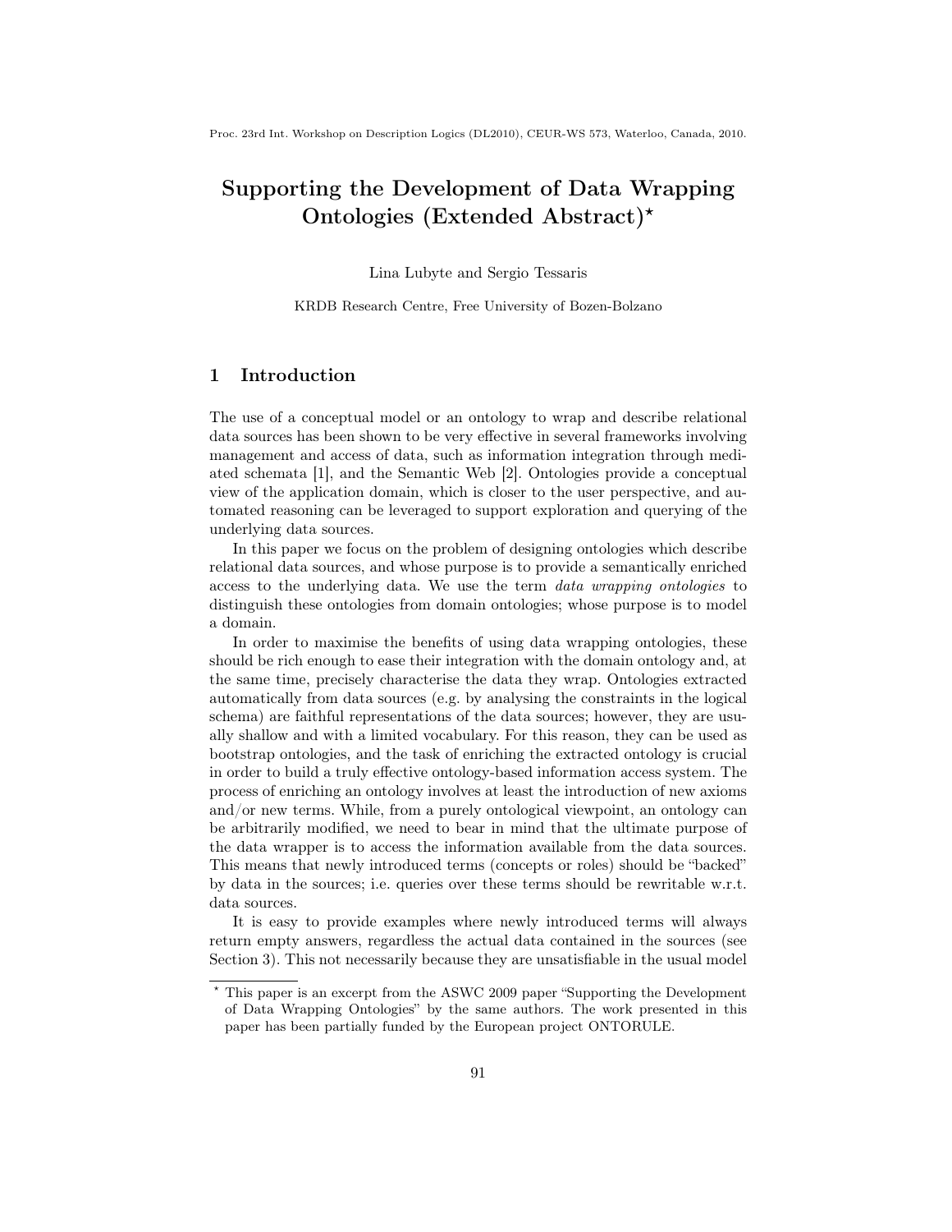# Supporting the Development of Data Wrapping Ontologies (Extended Abstract)*

Lina Lubyte and Sergio Tessaris

KRDB Research Centre, Free University of Bozen-Bolzano

## 1 Introduction

The use of a conceptual model or an ontology to wrap and describe relational data sources has been shown to be very effective in several frameworks involving management and access of data, such as information integration through mediated schemata [1], and the Semantic Web [2]. Ontologies provide a conceptual view of the application domain, which is closer to the user perspective, and automated reasoning can be leveraged to support exploration and querying of the underlying data sources.

In this paper we focus on the problem of designing ontologies which describe relational data sources, and whose purpose is to provide a semantically enriched access to the underlying data. We use the term *data wrapping ontologies* to distinguish these ontologies from domain ontologies; whose purpose is to model a domain.

In order to maximise the benefits of using data wrapping ontologies, these should be rich enough to ease their integration with the domain ontology and, at the same time, precisely characterise the data they wrap. Ontologies extracted automatically from data sources (e.g. by analysing the constraints in the logical schema) are faithful representations of the data sources; however, they are usually shallow and with a limited vocabulary. For this reason, they can be used as bootstrap ontologies, and the task of enriching the extracted ontology is crucial in order to build a truly effective ontology-based information access system. The process of enriching an ontology involves at least the introduction of new axioms and/or new terms. While, from a purely ontological viewpoint, an ontology can be arbitrarily modified, we need to bear in mind that the ultimate purpose of the data wrapper is to access the information available from the data sources. This means that newly introduced terms (concepts or roles) should be "backed" by data in the sources; i.e. queries over these terms should be rewritable w.r.t. data sources.

It is easy to provide examples where newly introduced terms will always return empty answers, regardless the actual data contained in the sources (see Section 3). This not necessarily because they are unsatisfiable in the usual model

* This paper is an excerpt from the ASWC 2009 paper "Supporting the Development of Data Wrapping Ontologies" by the same authors. The work presented in this paper has been partially funded by the European project ONTORULE.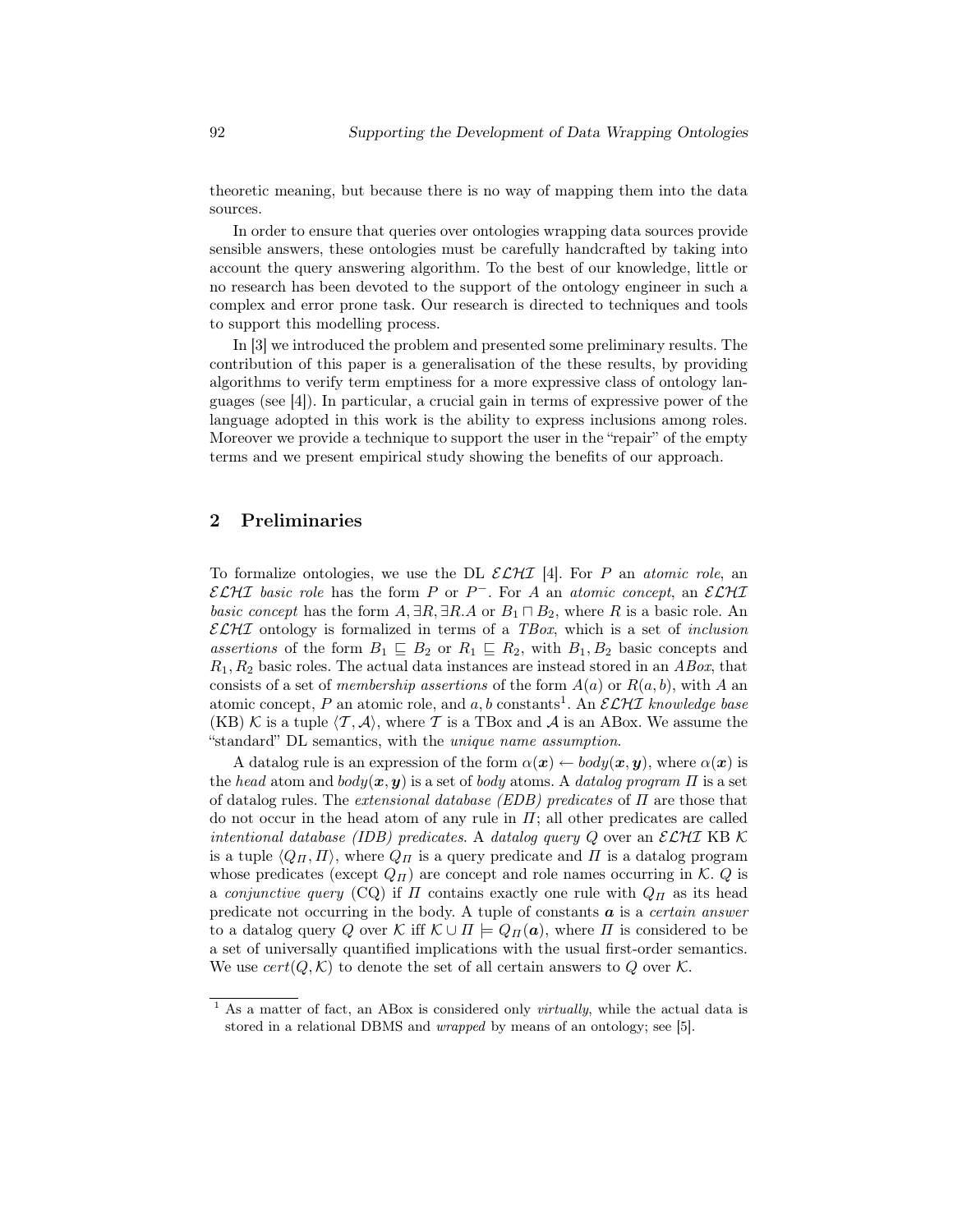theoretic meaning, but because there is no way of mapping them into the data sources.

In order to ensure that queries over ontologies wrapping data sources provide sensible answers, these ontologies must be carefully handcrafted by taking into account the query answering algorithm. To the best of our knowledge, little or no research has been devoted to the support of the ontology engineer in such a complex and error prone task. Our research is directed to techniques and tools to support this modelling process.

In [3] we introduced the problem and presented some preliminary results. The contribution of this paper is a generalisation of the these results, by providing algorithms to verify term emptiness for a more expressive class of ontology languages (see [4]). In particular, a crucial gain in terms of expressive power of the language adopted in this work is the ability to express inclusions among roles. Moreover we provide a technique to support the user in the "repair" of the empty terms and we present empirical study showing the benefits of our approach.

## 2 Preliminaries

To formalize ontologies, we use the DL $\mathcal{ELHI}$ [4]. For $P$ an *atomic role*, an $\mathcal{ELHI}$ *basic role* has the form $P$ or $P^-$. For $A$ an *atomic concept*, an $\mathcal{ELHI}$ *basic concept* has the form $A, \exists R, \exists R.A$ or $B_1 \sqcap B_2$, where $R$ is a basic role. An $\mathcal{ELHI}$ ontology is formalized in terms of a *TBox*, which is a set of *inclusion assertions* of the form $B_1 \sqsubseteq B_2$ or $R_1 \sqsubseteq R_2$, with $B_1, B_2$ basic concepts and $R_1, R_2$ basic roles. The actual data instances are instead stored in an *ABox*, that consists of a set of *membership assertions* of the form $A(a)$ or $R(a, b)$, with $A$ an atomic concept, $P$ an atomic role, and $a, b$ constants[1]. An $\mathcal{ELHI}$ *knowledge base* (KB) $\mathcal{K}$ is a tuple $\langle \mathcal{T}, \mathcal{A} \rangle$, where $\mathcal{T}$ is a TBox and $\mathcal{A}$ is an ABox. We assume the "standard" DL semantics, with the *unique name assumption*.

A datalog rule is an expression of the form $\alpha(\boldsymbol{x}) \leftarrow body(\boldsymbol{x}, \boldsymbol{y})$, where $\alpha(\boldsymbol{x})$ is the *head* atom and $body(\boldsymbol{x}, \boldsymbol{y})$ is a set of *body* atoms. A *datalog program* $\Pi$ is a set of datalog rules. The *extensional database (EDB) predicates* of $\Pi$ are those that do not occur in the head atom of any rule in $\Pi$; all other predicates are called *intentional database (IDB) predicates*. A *datalog query* $Q$ over an $\mathcal{ELHI}$ KB $\mathcal{K}$ is a tuple $\langle Q_\Pi, \Pi \rangle$, where $Q_\Pi$ is a query predicate and $\Pi$ is a datalog program whose predicates (except $Q_\Pi$) are concept and role names occurring in $\mathcal{K}$. $Q$ is a *conjunctive query* (CQ) if $\Pi$ contains exactly one rule with $Q_\Pi$ as its head predicate not occurring in the body. A tuple of constants $\boldsymbol{a}$ is a *certain answer* to a datalog query $Q$ over $\mathcal{K}$ iff $\mathcal{K} \cup \Pi \models Q_\Pi(\boldsymbol{a})$, where $\Pi$ is considered to be a set of universally quantified implications with the usual first-order semantics. We use $cert(Q, \mathcal{K})$ to denote the set of all certain answers to $Q$ over $\mathcal{K}$.

[1] As a matter of fact, an ABox is considered only *virtually*, while the actual data is stored in a relational DBMS and *wrapped* by means of an ontology; see [5].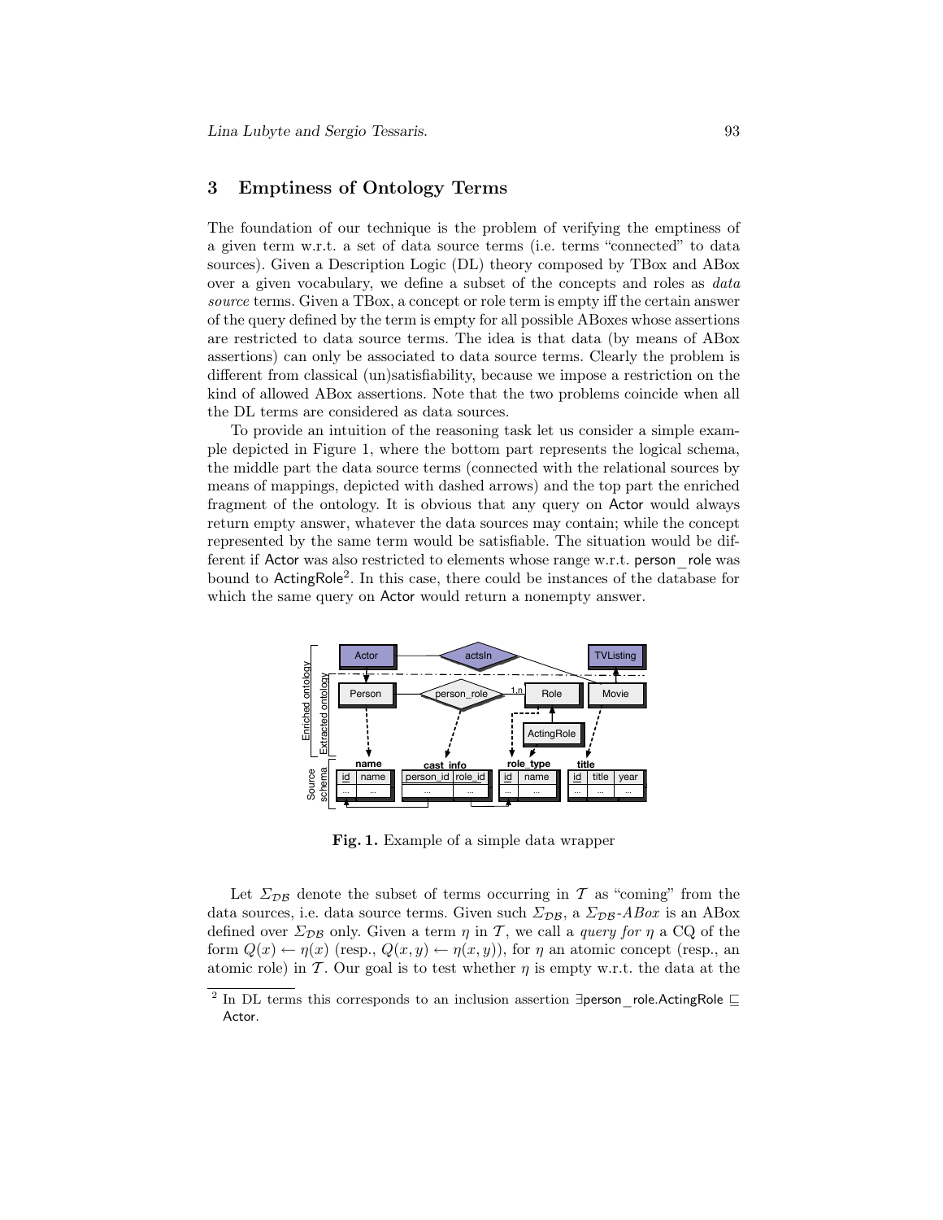## 3 Emptiness of Ontology Terms

The foundation of our technique is the problem of verifying the emptiness of a given term w.r.t. a set of data source terms (i.e. terms "connected" to data sources). Given a Description Logic (DL) theory composed by TBox and ABox over a given vocabulary, we define a subset of the concepts and roles as *data source* terms. Given a TBox, a concept or role term is empty iff the certain answer of the query defined by the term is empty for all possible ABoxes whose assertions are restricted to data source terms. The idea is that data (by means of ABox assertions) can only be associated to data source terms. Clearly the problem is different from classical (un)satisfiability, because we impose a restriction on the kind of allowed ABox assertions. Note that the two problems coincide when all the DL terms are considered as data sources.

To provide an intuition of the reasoning task let us consider a simple example depicted in Figure 1, where the bottom part represents the logical schema, the middle part the data source terms (connected with the relational sources by means of mappings, depicted with dashed arrows) and the top part the enriched fragment of the ontology. It is obvious that any query on Actor would always return empty answer, whatever the data sources may contain; while the concept represented by the same term would be satisfiable. The situation would be different if Actor was also restricted to elements whose range w.r.t. person_role was bound to ActingRole[2]. In this case, there could be instances of the database for which the same query on Actor would return a nonempty answer.

**Fig. 1.** Example of a simple data wrapper

Let $\Sigma_{\mathcal{DB}}$ denote the subset of terms occurring in $\mathcal{T}$ as "coming" from the data sources, i.e. data source terms. Given such $\Sigma_{\mathcal{DB}}$, a $\Sigma_{\mathcal{DB}}$-*ABox* is an ABox defined over $\Sigma_{\mathcal{DB}}$ only. Given a term $\eta$ in $\mathcal{T}$, we call a *query for* $\eta$ a CQ of the form $Q(x) \leftarrow \eta(x)$ (resp., $Q(x,y) \leftarrow \eta(x,y)$), for $\eta$ an atomic concept (resp., an atomic role) in $\mathcal{T}$. Our goal is to test whether $\eta$ is empty w.r.t. the data at the

[2] In DL terms this corresponds to an inclusion assertion $\exists$person_role.ActingRole $\sqsubseteq$ Actor.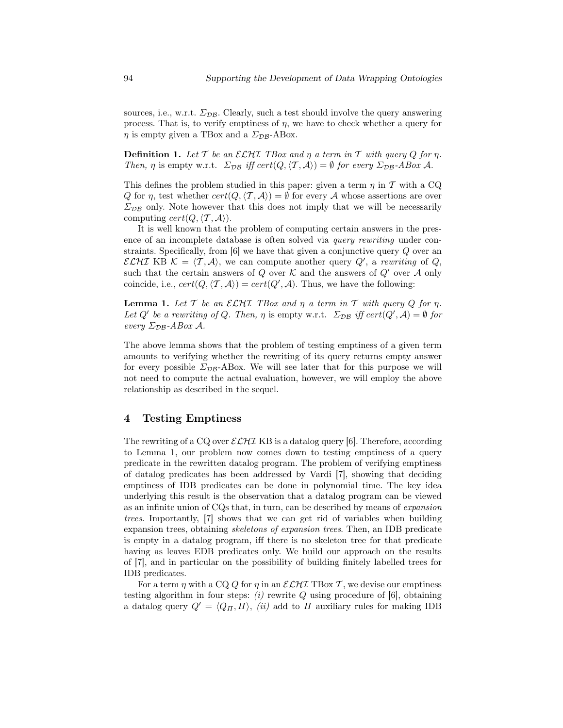sources, i.e., w.r.t. $\Sigma_{\mathcal{DB}}$. Clearly, such a test should involve the query answering process. That is, to verify emptiness of $\eta$, we have to check whether a query for $\eta$ is empty given a TBox and a $\Sigma_{\mathcal{DB}}$-ABox.

**Definition 1.** *Let $\mathcal{T}$ be an $\mathcal{ELHI}$ TBox and $\eta$ a term in $\mathcal{T}$ with query $Q$ for $\eta$. Then, $\eta$ is* empty *w.r.t. $\Sigma_{\mathcal{DB}}$ iff $cert(Q, \langle \mathcal{T}, \mathcal{A} \rangle) = \emptyset$ for every $\Sigma_{\mathcal{DB}}$-ABox $\mathcal{A}$.*

This defines the problem studied in this paper: given a term $\eta$ in $\mathcal{T}$ with a CQ $Q$ for $\eta$, test whether $cert(Q, \langle \mathcal{T}, \mathcal{A} \rangle) = \emptyset$ for every $\mathcal{A}$ whose assertions are over $\Sigma_{\mathcal{DB}}$ only. Note however that this does not imply that we will be necessarily computing $cert(Q, \langle \mathcal{T}, \mathcal{A} \rangle)$.

It is well known that the problem of computing certain answers in the presence of an incomplete database is often solved via *query rewriting* under constraints. Specifically, from [6] we have that given a conjunctive query $Q$ over an $\mathcal{ELHI}$ KB $\mathcal{K} = \langle \mathcal{T}, \mathcal{A} \rangle$, we can compute another query $Q'$, a *rewriting* of $Q$, such that the certain answers of $Q$ over $\mathcal{K}$ and the answers of $Q'$ over $\mathcal{A}$ only coincide, i.e., $cert(Q, \langle \mathcal{T}, \mathcal{A} \rangle) = cert(Q', \mathcal{A})$. Thus, we have the following:

**Lemma 1.** *Let $\mathcal{T}$ be an $\mathcal{ELHI}$ TBox and $\eta$ a term in $\mathcal{T}$ with query $Q$ for $\eta$. Let $Q'$ be a rewriting of $Q$. Then, $\eta$ is* empty *w.r.t. $\Sigma_{\mathcal{DB}}$ iff $cert(Q', \mathcal{A}) = \emptyset$ for every $\Sigma_{\mathcal{DB}}$-ABox $\mathcal{A}$.*

The above lemma shows that the problem of testing emptiness of a given term amounts to verifying whether the rewriting of its query returns empty answer for every possible $\Sigma_{\mathcal{DB}}$-ABox. We will see later that for this purpose we will not need to compute the actual evaluation, however, we will employ the above relationship as described in the sequel.

## 4 Testing Emptiness

The rewriting of a CQ over $\mathcal{ELHI}$ KB is a datalog query [6]. Therefore, according to Lemma 1, our problem now comes down to testing emptiness of a query predicate in the rewritten datalog program. The problem of verifying emptiness of datalog predicates has been addressed by Vardi [7], showing that deciding emptiness of IDB predicates can be done in polynomial time. The key idea underlying this result is the observation that a datalog program can be viewed as an infinite union of CQs that, in turn, can be described by means of *expansion trees*. Importantly, [7] shows that we can get rid of variables when building expansion trees, obtaining *skeletons of expansion trees*. Then, an IDB predicate is empty in a datalog program, iff there is no skeleton tree for that predicate having as leaves EDB predicates only. We build our approach on the results of [7], and in particular on the possibility of building finitely labelled trees for IDB predicates.

For a term $\eta$ with a CQ $Q$ for $\eta$ in an $\mathcal{ELHI}$ TBox $\mathcal{T}$, we devise our emptiness testing algorithm in four steps: *(i)* rewrite $Q$ using procedure of [6], obtaining a datalog query $Q' = \langle Q_\Pi, \Pi \rangle$, *(ii)* add to $\Pi$ auxiliary rules for making IDB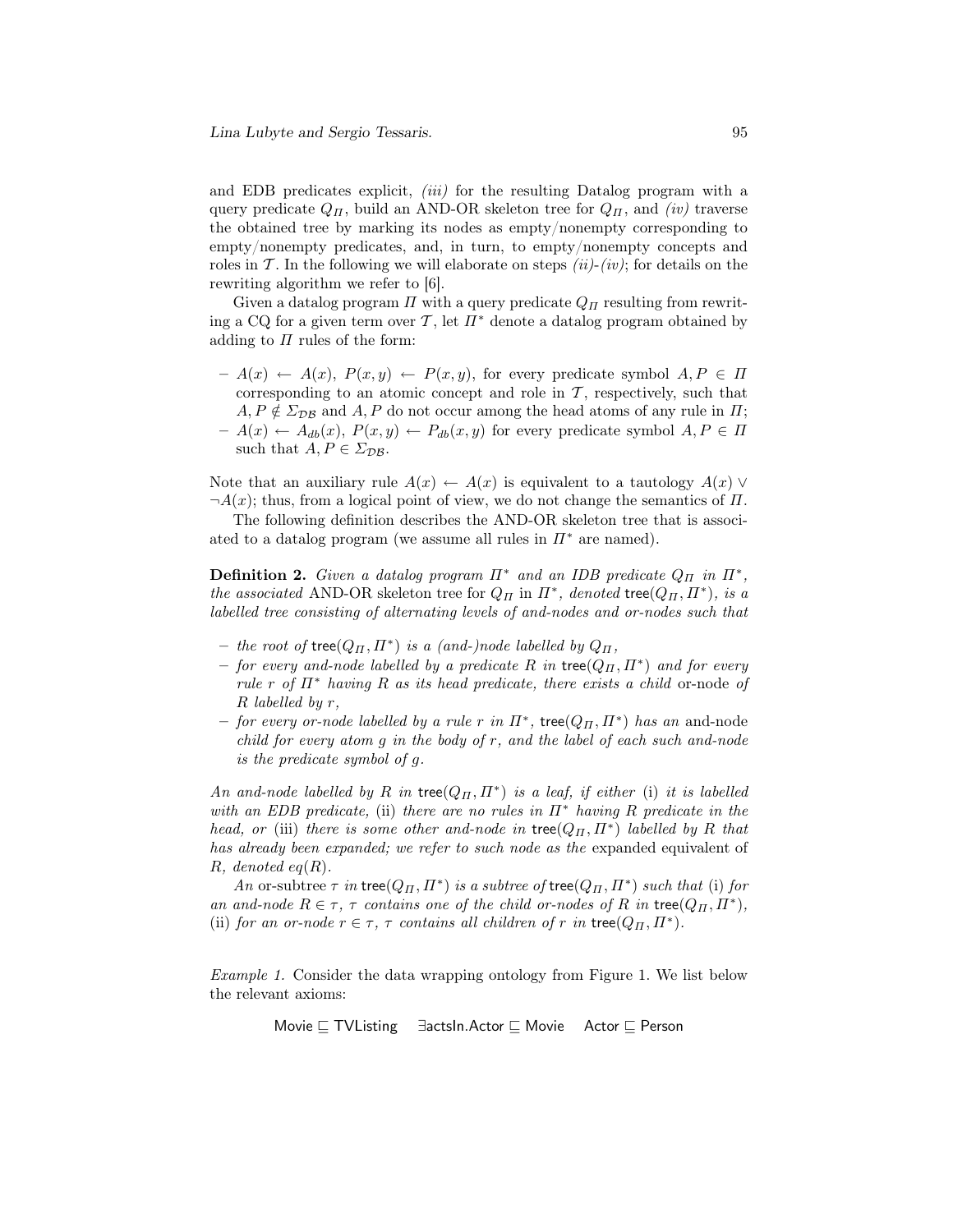and EDB predicates explicit, *(iii)* for the resulting Datalog program with a query predicate $Q_\Pi$, build an AND-OR skeleton tree for $Q_\Pi$, and *(iv)* traverse the obtained tree by marking its nodes as empty/nonempty corresponding to empty/nonempty predicates, and, in turn, to empty/nonempty concepts and roles in $\mathcal{T}$. In the following we will elaborate on steps *(ii)-(iv)*; for details on the rewriting algorithm we refer to [6].

Given a datalog program $\Pi$ with a query predicate $Q_\Pi$ resulting from rewriting a CQ for a given term over $\mathcal{T}$, let $\Pi^*$ denote a datalog program obtained by adding to $\Pi$ rules of the form:

- $A(x) \leftarrow A(x)$, $P(x,y) \leftarrow P(x,y)$, for every predicate symbol $A, P \in \Pi$ corresponding to an atomic concept and role in $\mathcal{T}$, respectively, such that $A, P \notin \Sigma_{\mathcal{DB}}$ and $A, P$ do not occur among the head atoms of any rule in $\Pi$;
- $A(x) \leftarrow A_{db}(x)$, $P(x,y) \leftarrow P_{db}(x,y)$ for every predicate symbol $A, P \in \Pi$ such that $A, P \in \Sigma_{\mathcal{DB}}$.

Note that an auxiliary rule $A(x) \leftarrow A(x)$ is equivalent to a tautology $A(x) \vee \neg A(x)$; thus, from a logical point of view, we do not change the semantics of $\Pi$.

The following definition describes the AND-OR skeleton tree that is associated to a datalog program (we assume all rules in $\Pi^*$ are named).

**Definition 2.** *Given a datalog program $\Pi^*$ and an IDB predicate $Q_\Pi$ in $\Pi^*$, the associated* AND-OR skeleton tree *for $Q_\Pi$ in $\Pi^*$, denoted $\mathsf{tree}(Q_\Pi, \Pi^*)$, is a labelled tree consisting of alternating levels of and-nodes and or-nodes such that*

- *the root of $\mathsf{tree}(Q_\Pi, \Pi^*)$ is a (and-)node labelled by $Q_\Pi$,*
- *for every and-node labelled by a predicate $R$ in $\mathsf{tree}(Q_\Pi, \Pi^*)$ and for every rule $r$ of $\Pi^*$ having $R$ as its head predicate, there exists a child* or-node *of $R$ labelled by $r$,*
- *for every or-node labelled by a rule $r$ in $\Pi^*$, $\mathsf{tree}(Q_\Pi, \Pi^*)$ has an* and-node *child for every atom $g$ in the body of $r$, and the label of each such and-node is the predicate symbol of $g$.*

*An and-node labelled by $R$ in $\mathsf{tree}(Q_\Pi, \Pi^*)$ is a leaf, if either* (i) *it is labelled with an EDB predicate,* (ii) *there are no rules in $\Pi^*$ having $R$ predicate in the head, or* (iii) *there is some other and-node in $\mathsf{tree}(Q_\Pi, \Pi^*)$ labelled by $R$ that has already been expanded; we refer to such node as the* expanded equivalent *of $R$, denoted $eq(R)$.*

*An* or-subtree *$\tau$ in $\mathsf{tree}(Q_\Pi, \Pi^*)$ is a subtree of $\mathsf{tree}(Q_\Pi, \Pi^*)$ such that* (i) *for an and-node $R \in \tau$, $\tau$ contains one of the child or-nodes of $R$ in $\mathsf{tree}(Q_\Pi, \Pi^*)$,* (ii) *for an or-node $r \in \tau$, $\tau$ contains all children of $r$ in $\mathsf{tree}(Q_\Pi, \Pi^*)$.*

*Example 1.* Consider the data wrapping ontology from Figure 1. We list below the relevant axioms:

$$\mathsf{Movie} \sqsubseteq \mathsf{TVListing} \qquad \exists\mathsf{actsIn}.\mathsf{Actor} \sqsubseteq \mathsf{Movie} \qquad \mathsf{Actor} \sqsubseteq \mathsf{Person}$$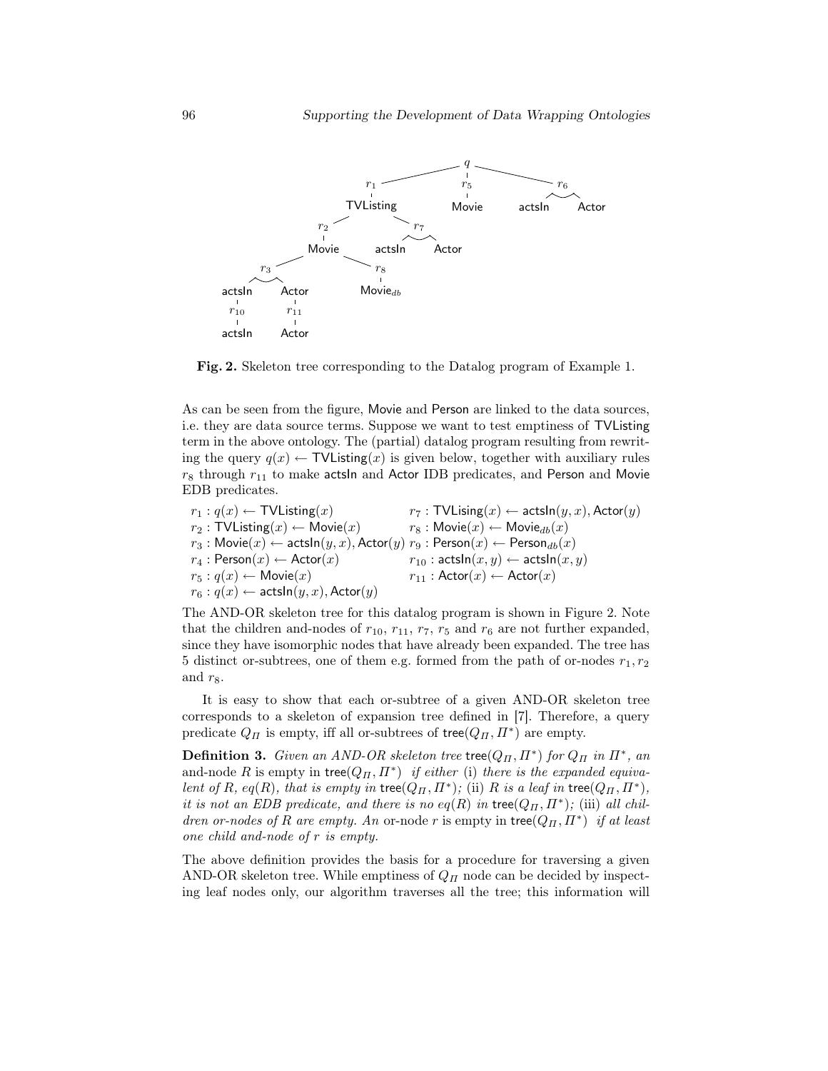**Fig. 2.** Skeleton tree corresponding to the Datalog program of Example 1.

As can be seen from the figure, Movie and Person are linked to the data sources, i.e. they are data source terms. Suppose we want to test emptiness of TVListing term in the above ontology. The (partial) datalog program resulting from rewriting the query $q(x) \leftarrow \mathsf{TVListing}(x)$ is given below, together with auxiliary rules $r_8$ through $r_{11}$ to make actsIn and Actor IDB predicates, and Person and Movie EDB predicates.

$r_1 : q(x) \leftarrow \mathsf{TVListing}(x)$

$r_2 : \mathsf{TVListing}(x) \leftarrow \mathsf{Movie}(x)$

$r_3 : \mathsf{Movie}(x) \leftarrow \mathsf{actsIn}(y, x), \mathsf{Actor}(y)$

$r_4 : \mathsf{Person}(x) \leftarrow \mathsf{Actor}(x)$

$r_5 : q(x) \leftarrow \mathsf{Movie}(x)$

$r_6 : q(x) \leftarrow \mathsf{actsIn}(y, x), \mathsf{Actor}(y)$

$r_7 : \mathsf{TVLising}(x) \leftarrow \mathsf{actsIn}(y, x), \mathsf{Actor}(y)$

$r_8 : \mathsf{Movie}(x) \leftarrow \mathsf{Movie}_{db}(x)$

$r_9 : \mathsf{Person}(x) \leftarrow \mathsf{Person}_{db}(x)$

$r_{10} : \mathsf{actsIn}(x, y) \leftarrow \mathsf{actsIn}(x, y)$

$r_{11} : \mathsf{Actor}(x) \leftarrow \mathsf{Actor}(x)$

The AND-OR skeleton tree for this datalog program is shown in Figure 2. Note that the children and-nodes of $r_{10}$, $r_{11}$, $r_7$, $r_5$ and $r_6$ are not further expanded, since they have isomorphic nodes that have already been expanded. The tree has 5 distinct or-subtrees, one of them e.g. formed from the path of or-nodes $r_1, r_2$ and $r_8$.

It is easy to show that each or-subtree of a given AND-OR skeleton tree corresponds to a skeleton of expansion tree defined in [7]. Therefore, a query predicate $Q_\Pi$ is empty, iff all or-subtrees of $\mathsf{tree}(Q_\Pi, \Pi^*)$ are empty.

**Definition 3.** *Given an AND-OR skeleton tree* $\mathsf{tree}(Q_\Pi, \Pi^*)$ *for* $Q_\Pi$ *in* $\Pi^*$*, an* and-node $R$ is empty in $\mathsf{tree}(Q_\Pi, \Pi^*)$ *if either* (i) *there is the expanded equivalent of* $R$*,* $eq(R)$*, that is empty in* $\mathsf{tree}(Q_\Pi, \Pi^*)$*;* (ii) $R$ *is a leaf in* $\mathsf{tree}(Q_\Pi, \Pi^*)$*, it is not an EDB predicate, and there is no* $eq(R)$ *in* $\mathsf{tree}(Q_\Pi, \Pi^*)$*;* (iii) *all children or-nodes of* $R$ *are empty. An* or-node $r$ is empty in $\mathsf{tree}(Q_\Pi, \Pi^*)$ *if at least one child and-node of* $r$ *is empty.*

The above definition provides the basis for a procedure for traversing a given AND-OR skeleton tree. While emptiness of $Q_\Pi$ node can be decided by inspecting leaf nodes only, our algorithm traverses all the tree; this information will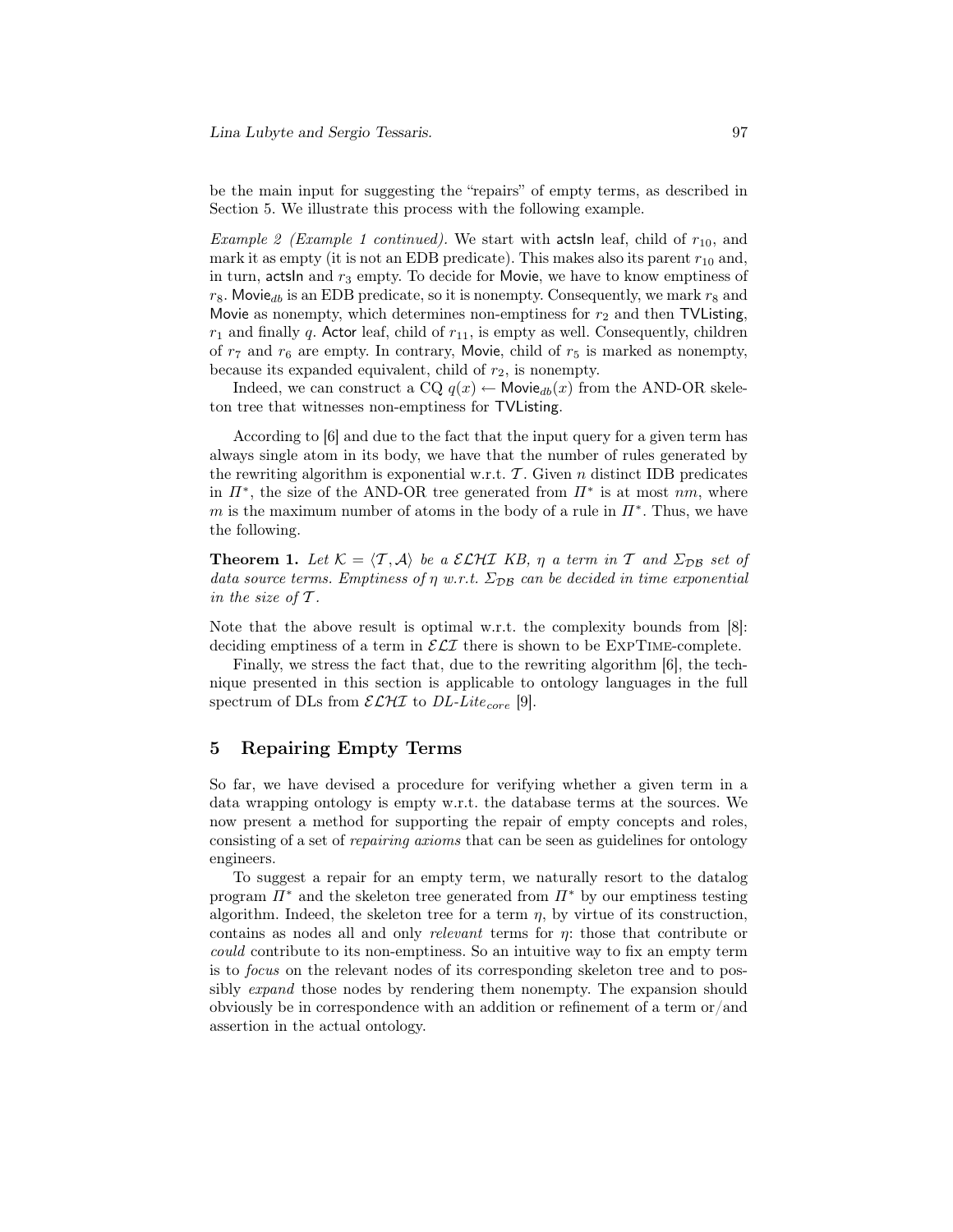be the main input for suggesting the "repairs" of empty terms, as described in Section 5. We illustrate this process with the following example.

*Example 2 (Example 1 continued).* We start with actsIn leaf, child of $r_{10}$, and mark it as empty (it is not an EDB predicate). This makes also its parent $r_{10}$ and, in turn, actsIn and $r_3$ empty. To decide for Movie, we have to know emptiness of $r_8$. $\mathsf{Movie}_{db}$ is an EDB predicate, so it is nonempty. Consequently, we mark $r_8$ and Movie as nonempty, which determines non-emptiness for $r_2$ and then TVListing, $r_1$ and finally $q$. Actor leaf, child of $r_{11}$, is empty as well. Consequently, children of $r_7$ and $r_6$ are empty. In contrary, Movie, child of $r_5$ is marked as nonempty, because its expanded equivalent, child of $r_2$, is nonempty.

Indeed, we can construct a CQ $q(x) \leftarrow \mathsf{Movie}_{db}(x)$ from the AND-OR skeleton tree that witnesses non-emptiness for TVListing.

According to [6] and due to the fact that the input query for a given term has always single atom in its body, we have that the number of rules generated by the rewriting algorithm is exponential w.r.t. $\mathcal{T}$. Given $n$ distinct IDB predicates in $\Pi^*$, the size of the AND-OR tree generated from $\Pi^*$ is at most $nm$, where $m$ is the maximum number of atoms in the body of a rule in $\Pi^*$. Thus, we have the following.

**Theorem 1.** *Let $\mathcal{K} = \langle \mathcal{T}, \mathcal{A} \rangle$ be a $\mathcal{ELHI}$ KB, $\eta$ a term in $\mathcal{T}$ and $\Sigma_{\mathcal{DB}}$ set of data source terms. Emptiness of $\eta$ w.r.t. $\Sigma_{\mathcal{DB}}$ can be decided in time exponential in the size of $\mathcal{T}$.*

Note that the above result is optimal w.r.t. the complexity bounds from [8]: deciding emptiness of a term in $\mathcal{ELI}$ there is shown to be ExpTime-complete.

Finally, we stress the fact that, due to the rewriting algorithm [6], the technique presented in this section is applicable to ontology languages in the full spectrum of DLs from $\mathcal{ELHI}$ to *DL-Lite*$_{core}$ [9].

## 5 Repairing Empty Terms

So far, we have devised a procedure for verifying whether a given term in a data wrapping ontology is empty w.r.t. the database terms at the sources. We now present a method for supporting the repair of empty concepts and roles, consisting of a set of *repairing axioms* that can be seen as guidelines for ontology engineers.

To suggest a repair for an empty term, we naturally resort to the datalog program $\Pi^*$ and the skeleton tree generated from $\Pi^*$ by our emptiness testing algorithm. Indeed, the skeleton tree for a term $\eta$, by virtue of its construction, contains as nodes all and only *relevant* terms for $\eta$: those that contribute or *could* contribute to its non-emptiness. So an intuitive way to fix an empty term is to *focus* on the relevant nodes of its corresponding skeleton tree and to possibly *expand* those nodes by rendering them nonempty. The expansion should obviously be in correspondence with an addition or refinement of a term or/and assertion in the actual ontology.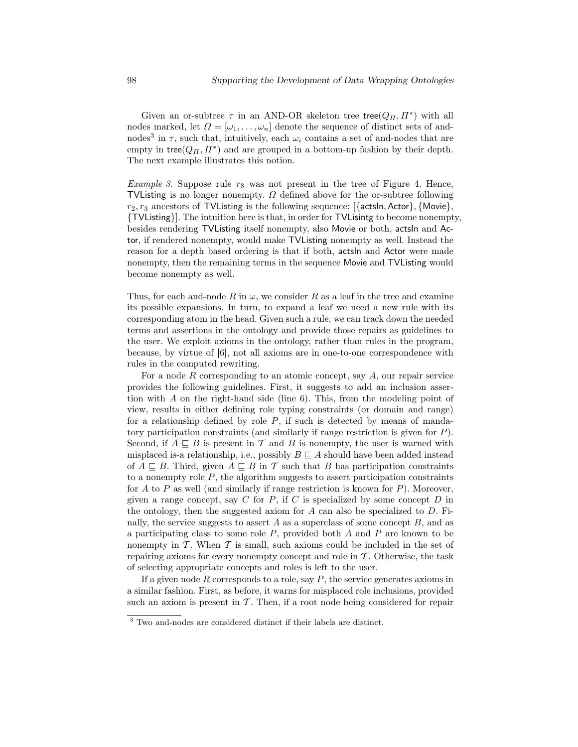Given an or-subtree $\tau$ in an AND-OR skeleton tree $\mathsf{tree}(Q_\Pi, \Pi^*)$ with all nodes marked, let $\Omega = [\omega_1, \ldots, \omega_n]$ denote the sequence of distinct sets of and-nodes[3] in $\tau$, such that, intuitively, each $\omega_i$ contains a set of and-nodes that are empty in $\mathsf{tree}(Q_\Pi, \Pi^*)$ and are grouped in a bottom-up fashion by their depth. The next example illustrates this notion.

*Example 3.* Suppose rule $r_8$ was not present in the tree of Figure 4. Hence, TVListing is no longer nonempty. $\Omega$ defined above for the or-subtree following $r_2, r_3$ ancestors of TVListing is the following sequence: [{actsIn, Actor}, {Movie}, {TVListing}]. The intuition here is that, in order for TVLisintg to become nonempty, besides rendering TVListing itself nonempty, also Movie or both, actsIn and Actor, if rendered nonempty, would make TVListing nonempty as well. Instead the reason for a depth based ordering is that if both, actsIn and Actor were made nonempty, then the remaining terms in the sequence Movie and TVListing would become nonempty as well.

Thus, for each and-node $R$ in $\omega$, we consider $R$ as a leaf in the tree and examine its possible expansions. In turn, to expand a leaf we need a new rule with its corresponding atom in the head. Given such a rule, we can track down the needed terms and assertions in the ontology and provide those repairs as guidelines to the user. We exploit axioms in the ontology, rather than rules in the program, because, by virtue of [6], not all axioms are in one-to-one correspondence with rules in the computed rewriting.

For a node $R$ corresponding to an atomic concept, say $A$, our repair service provides the following guidelines. First, it suggests to add an inclusion assertion with $A$ on the right-hand side (line 6). This, from the modeling point of view, results in either defining role typing constraints (or domain and range) for a relationship defined by role $P$, if such is detected by means of mandatory participation constraints (and similarly if range restriction is given for $P$). Second, if $A \sqsubseteq B$ is present in $\mathcal{T}$ and $B$ is nonempty, the user is warned with misplaced is-a relationship, i.e., possibly $B \sqsubseteq A$ should have been added instead of $A \sqsubseteq B$. Third, given $A \sqsubseteq B$ in $\mathcal{T}$ such that $B$ has participation constraints to a nonempty role $P$, the algorithm suggests to assert participation constraints for $A$ to $P$ as well (and similarly if range restriction is known for $P$). Moreover, given a range concept, say $C$ for $P$, if $C$ is specialized by some concept $D$ in the ontology, then the suggested axiom for $A$ can also be specialized to $D$. Finally, the service suggests to assert $A$ as a superclass of some concept $B$, and as a participating class to some role $P$, provided both $A$ and $P$ are known to be nonempty in $\mathcal{T}$. When $\mathcal{T}$ is small, such axioms could be included in the set of repairing axioms for every nonempty concept and role in $\mathcal{T}$. Otherwise, the task of selecting appropriate concepts and roles is left to the user.

If a given node $R$ corresponds to a role, say $P$, the service generates axioms in a similar fashion. First, as before, it warns for misplaced role inclusions, provided such an axiom is present in $\mathcal{T}$. Then, if a root node being considered for repair

[3] Two and-nodes are considered distinct if their labels are distinct.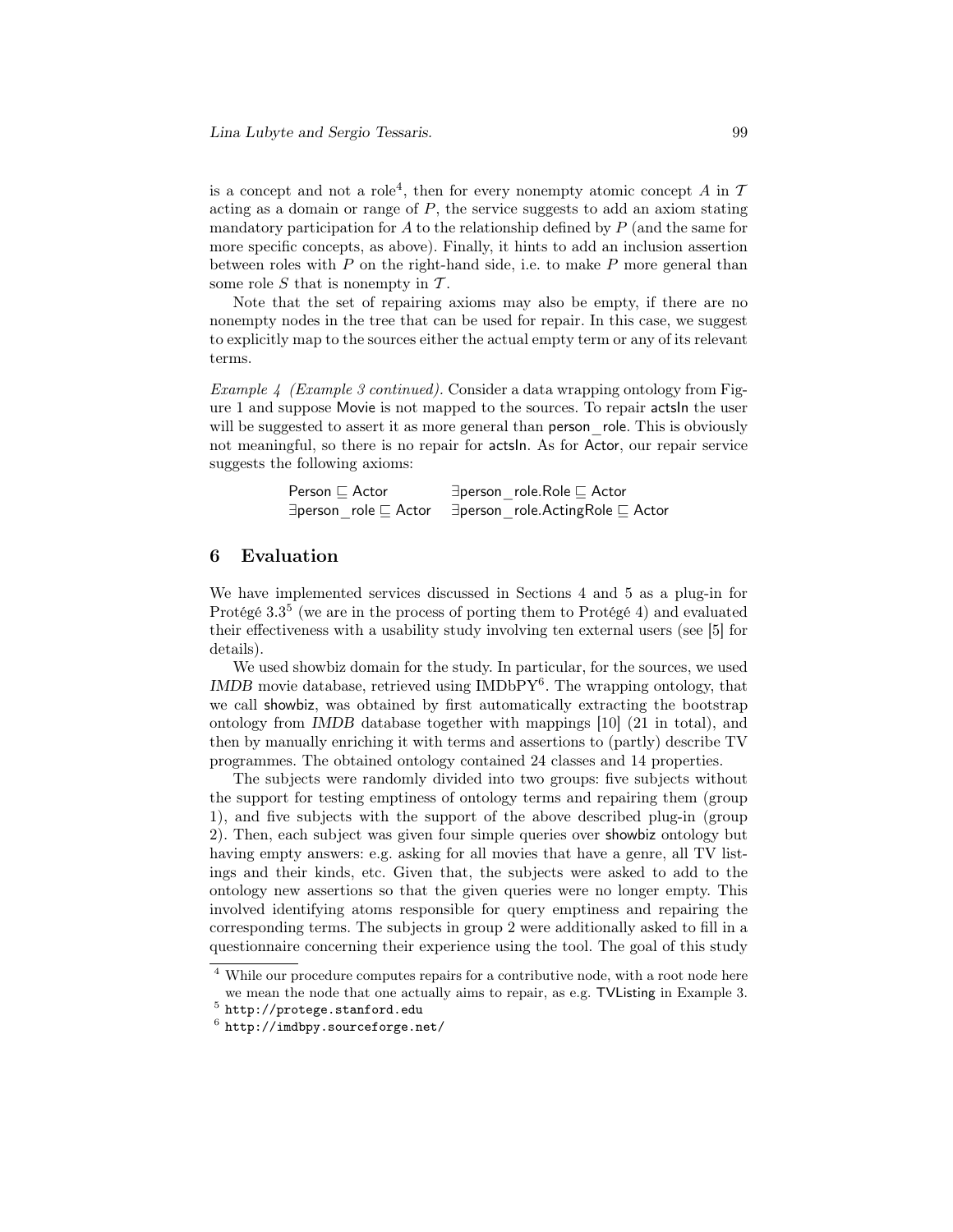is a concept and not a role[4], then for every nonempty atomic concept $A$ in $\mathcal{T}$ acting as a domain or range of $P$, the service suggests to add an axiom stating mandatory participation for $A$ to the relationship defined by $P$ (and the same for more specific concepts, as above). Finally, it hints to add an inclusion assertion between roles with $P$ on the right-hand side, i.e. to make $P$ more general than some role $S$ that is nonempty in $\mathcal{T}$.

Note that the set of repairing axioms may also be empty, if there are no nonempty nodes in the tree that can be used for repair. In this case, we suggest to explicitly map to the sources either the actual empty term or any of its relevant terms.

*Example 4 (Example 3 continued).* Consider a data wrapping ontology from Figure 1 and suppose Movie is not mapped to the sources. To repair actsIn the user will be suggested to assert it as more general than person_role. This is obviously not meaningful, so there is no repair for actsIn. As for Actor, our repair service suggests the following axioms:

$$\begin{array}{ll} \mathsf{Person} \sqsubseteq \mathsf{Actor} & \exists \mathsf{person\_role}.\mathsf{Role} \sqsubseteq \mathsf{Actor} \\ \exists \mathsf{person\_role} \sqsubseteq \mathsf{Actor} & \exists \mathsf{person\_role}.\mathsf{ActingRole} \sqsubseteq \mathsf{Actor} \end{array}$$

## 6 Evaluation

We have implemented services discussed in Sections 4 and 5 as a plug-in for Protégé 3.3[5] (we are in the process of porting them to Protégé 4) and evaluated their effectiveness with a usability study involving ten external users (see [5] for details).

We used showbiz domain for the study. In particular, for the sources, we used *IMDB* movie database, retrieved using IMDbPY[6]. The wrapping ontology, that we call showbiz, was obtained by first automatically extracting the bootstrap ontology from *IMDB* database together with mappings [10] (21 in total), and then by manually enriching it with terms and assertions to (partly) describe TV programmes. The obtained ontology contained 24 classes and 14 properties.

The subjects were randomly divided into two groups: five subjects without the support for testing emptiness of ontology terms and repairing them (group 1), and five subjects with the support of the above described plug-in (group 2). Then, each subject was given four simple queries over showbiz ontology but having empty answers: e.g. asking for all movies that have a genre, all TV listings and their kinds, etc. Given that, the subjects were asked to add to the ontology new assertions so that the given queries were no longer empty. This involved identifying atoms responsible for query emptiness and repairing the corresponding terms. The subjects in group 2 were additionally asked to fill in a questionnaire concerning their experience using the tool. The goal of this study

[4] While our procedure computes repairs for a contributive node, with a root node here we mean the node that one actually aims to repair, as e.g. TVListing in Example 3.

[5] http://protege.stanford.edu

[6] http://imdbpy.sourceforge.net/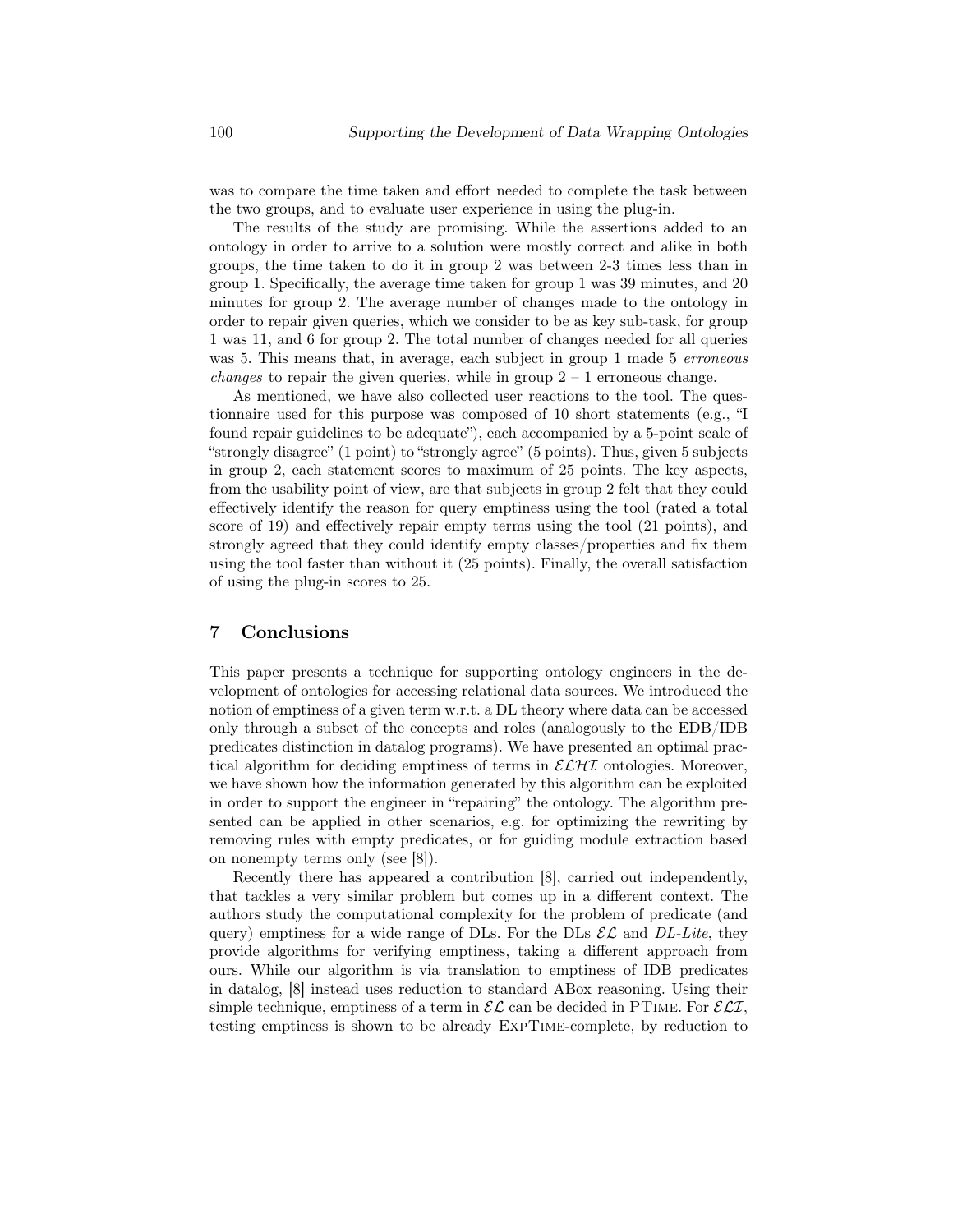was to compare the time taken and effort needed to complete the task between the two groups, and to evaluate user experience in using the plug-in.

The results of the study are promising. While the assertions added to an ontology in order to arrive to a solution were mostly correct and alike in both groups, the time taken to do it in group 2 was between 2-3 times less than in group 1. Specifically, the average time taken for group 1 was 39 minutes, and 20 minutes for group 2. The average number of changes made to the ontology in order to repair given queries, which we consider to be as key sub-task, for group 1 was 11, and 6 for group 2. The total number of changes needed for all queries was 5. This means that, in average, each subject in group 1 made 5 *erroneous changes* to repair the given queries, while in group 2 – 1 erroneous change.

As mentioned, we have also collected user reactions to the tool. The questionnaire used for this purpose was composed of 10 short statements (e.g., "I found repair guidelines to be adequate"), each accompanied by a 5-point scale of "strongly disagree" (1 point) to "strongly agree" (5 points). Thus, given 5 subjects in group 2, each statement scores to maximum of 25 points. The key aspects, from the usability point of view, are that subjects in group 2 felt that they could effectively identify the reason for query emptiness using the tool (rated a total score of 19) and effectively repair empty terms using the tool (21 points), and strongly agreed that they could identify empty classes/properties and fix them using the tool faster than without it (25 points). Finally, the overall satisfaction of using the plug-in scores to 25.

## 7 Conclusions

This paper presents a technique for supporting ontology engineers in the development of ontologies for accessing relational data sources. We introduced the notion of emptiness of a given term w.r.t. a DL theory where data can be accessed only through a subset of the concepts and roles (analogously to the EDB/IDB predicates distinction in datalog programs). We have presented an optimal practical algorithm for deciding emptiness of terms in $\mathcal{ELHI}$ ontologies. Moreover, we have shown how the information generated by this algorithm can be exploited in order to support the engineer in "repairing" the ontology. The algorithm presented can be applied in other scenarios, e.g. for optimizing the rewriting by removing rules with empty predicates, or for guiding module extraction based on nonempty terms only (see [8]).

Recently there has appeared a contribution [8], carried out independently, that tackles a very similar problem but comes up in a different context. The authors study the computational complexity for the problem of predicate (and query) emptiness for a wide range of DLs. For the DLs $\mathcal{EL}$ and *DL-Lite*, they provide algorithms for verifying emptiness, taking a different approach from ours. While our algorithm is via translation to emptiness of IDB predicates in datalog, [8] instead uses reduction to standard ABox reasoning. Using their simple technique, emptiness of a term in $\mathcal{EL}$ can be decided in PTIME. For $\mathcal{ELI}$, testing emptiness is shown to be already EXPTIME-complete, by reduction to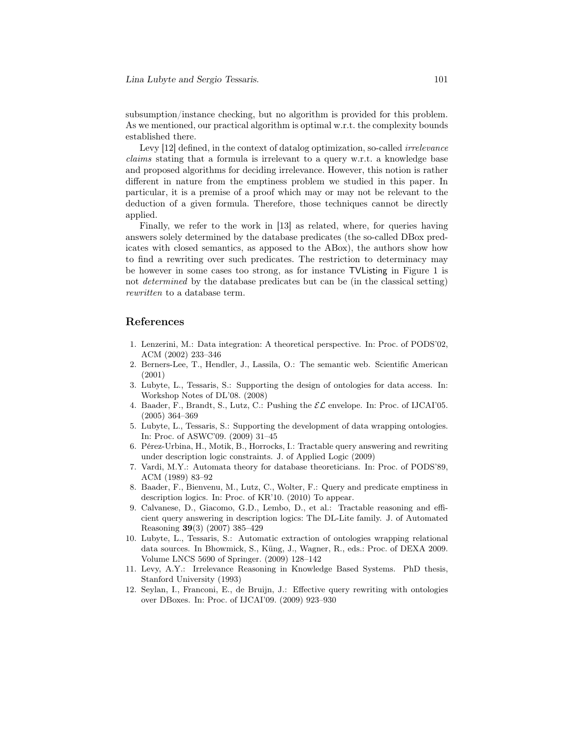subsumption/instance checking, but no algorithm is provided for this problem. As we mentioned, our practical algorithm is optimal w.r.t. the complexity bounds established there.

Levy [12] defined, in the context of datalog optimization, so-called *irrelevance claims* stating that a formula is irrelevant to a query w.r.t. a knowledge base and proposed algorithms for deciding irrelevance. However, this notion is rather different in nature from the emptiness problem we studied in this paper. In particular, it is a premise of a proof which may or may not be relevant to the deduction of a given formula. Therefore, those techniques cannot be directly applied.

Finally, we refer to the work in [13] as related, where, for queries having answers solely determined by the database predicates (the so-called DBox predicates with closed semantics, as apposed to the ABox), the authors show how to find a rewriting over such predicates. The restriction to determinacy may be however in some cases too strong, as for instance TVListing in Figure 1 is not *determined* by the database predicates but can be (in the classical setting) *rewritten* to a database term.

## References

1. Lenzerini, M.: Data integration: A theoretical perspective. In: Proc. of PODS'02, ACM (2002) 233–346
2. Berners-Lee, T., Hendler, J., Lassila, O.: The semantic web. Scientific American (2001)
3. Lubyte, L., Tessaris, S.: Supporting the design of ontologies for data access. In: Workshop Notes of DL'08. (2008)
4. Baader, F., Brandt, S., Lutz, C.: Pushing the $\mathcal{EL}$ envelope. In: Proc. of IJCAI'05. (2005) 364–369
5. Lubyte, L., Tessaris, S.: Supporting the development of data wrapping ontologies. In: Proc. of ASWC'09. (2009) 31–45
6. Pérez-Urbina, H., Motik, B., Horrocks, I.: Tractable query answering and rewriting under description logic constraints. J. of Applied Logic (2009)
7. Vardi, M.Y.: Automata theory for database theoreticians. In: Proc. of PODS'89, ACM (1989) 83–92
8. Baader, F., Bienvenu, M., Lutz, C., Wolter, F.: Query and predicate emptiness in description logics. In: Proc. of KR'10. (2010) To appear.
9. Calvanese, D., Giacomo, G.D., Lembo, D., et al.: Tractable reasoning and efficient query answering in description logics: The DL-Lite family. J. of Automated Reasoning **39**(3) (2007) 385–429
10. Lubyte, L., Tessaris, S.: Automatic extraction of ontologies wrapping relational data sources. In Bhowmick, S., Küng, J., Wagner, R., eds.: Proc. of DEXA 2009. Volume LNCS 5690 of Springer. (2009) 128–142
11. Levy, A.Y.: Irrelevance Reasoning in Knowledge Based Systems. PhD thesis, Stanford University (1993)
12. Seylan, I., Franconi, E., de Bruijn, J.: Effective query rewriting with ontologies over DBoxes. In: Proc. of IJCAI'09. (2009) 923–930